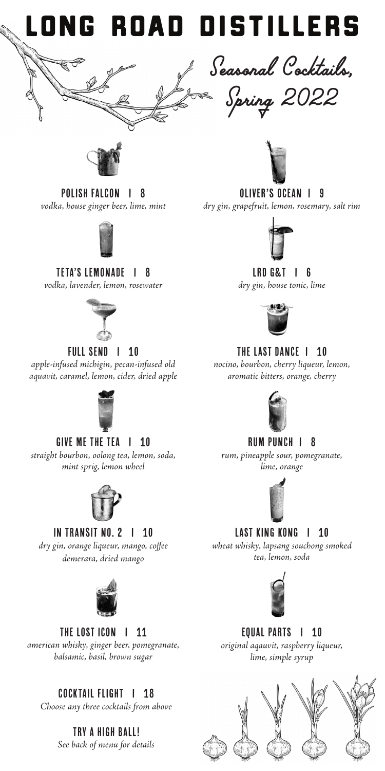# LONG ROAD DISTILLERS

## Seasonal Cocktails, Spring 2022

### POLISH FALCON | 8
*vodka, house ginger beer, lime, mint*

### TETA'S LEMONADE | 8
*vodka, lavender, lemon, rosewater*

### FULL SEND | 10
*apple-infused michigin, pecan-infused old aquavit, caramel, lemon, cider, dried apple*

### GIVE ME THE TEA | 10
*straight bourbon, oolong tea, lemon, soda, mint sprig, lemon wheel*

### IN TRANSIT NO. 2 | 10
*dry gin, orange liqueur, mango, coffee demerara, dried mango*

### THE LOST ICON | 11
*american whisky, ginger beer, pomegranate, balsamic, basil, brown sugar*

### OLIVER'S OCEAN | 9
*dry gin, grapefruit, lemon, rosemary, salt rim*

### LRD G&T | 6
*dry gin, house tonic, lime*

### THE LAST DANCE | 10
*nocino, bourbon, cherry liqueur, lemon, aromatic bitters, orange, cherry*

### RUM PUNCH | 8
*rum, pineapple sour, pomegranate, lime, orange*

### LAST KING KONG | 10
*wheat whisky, lapsang souchong smoked tea, lemon, soda*

### EQUAL PARTS | 10
*original aqauvit, raspberry liqueur, lime, simple syrup*

### COCKTAIL FLIGHT | 18
*Choose any three cocktails from above*

### TRY A HIGH BALL!
*See back of menu for details*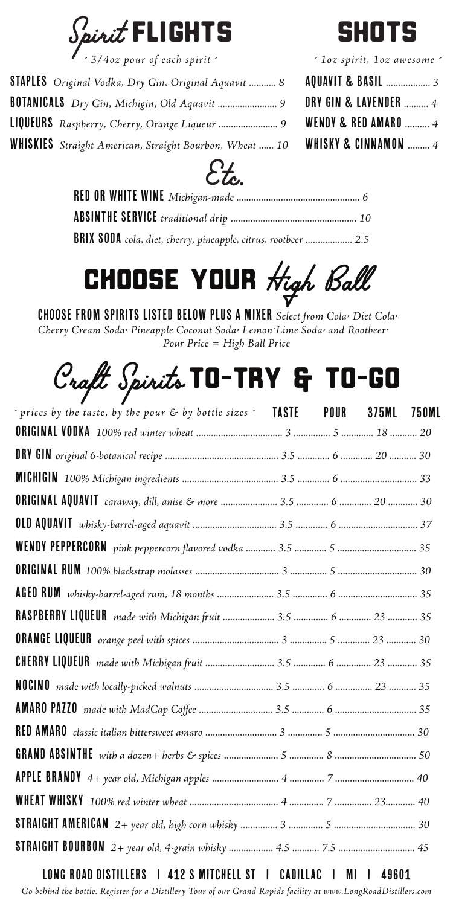# Spirit FLIGHTS

*- 3/4oz pour of each spirit -*

**STAPLES** *Original Vodka, Dry Gin, Original Aquavit* ........... 8

**BOTANICALS** *Dry Gin, Michigin, Old Aquavit* ........................ 9

**LIQUEURS** *Raspberry, Cherry, Orange Liqueur* ........................ 9

**WHISKIES** *Straight American, Straight Bourbon, Wheat* ...... 10

# SHOTS

*- 1oz spirit, 1oz awesome -*

**AQUAVIT & BASIL** .................. 3

**DRY GIN & LAVENDER** .......... 4

**WENDY & RED AMARO** .......... 4

**WHISKY & CINNAMON** ......... 4

# Etc.

**RED OR WHITE WINE** *Michigan-made* ................................................ 6

**ABSINTHE SERVICE** *traditional drip* .................................................. 10

**BRIX SODA** *cola, diet, cherry, pineapple, citrus, rootbeer* ................... 2.5

# CHOOSE YOUR High Ball

**CHOOSE FROM SPIRITS LISTED BELOW PLUS A MIXER** *Select from Cola, Diet Cola, Cherry Cream Soda, Pineapple Coconut Soda, Lemon-Lime Soda, and Rootbeer. Pour Price = High Ball Price*

# Craft Spirits TO-TRY & TO-GO

*- prices by the taste, by the pour & by bottle sizes -*

| | TASTE | POUR | 375ML | 750ML |
|---|---|---|---|---|
| **ORIGINAL VODKA** *100% red winter wheat* | 3 | 5 | 18 | 20 |
| **DRY GIN** *original 6-botanical recipe* | 3.5 | 6 | 20 | 30 |
| **MICHIGIN** *100% Michigan ingredients* | 3.5 | 6 | | 33 |
| **ORIGINAL AQUAVIT** *caraway, dill, anise & more* | 3.5 | 6 | 20 | 30 |
| **OLD AQUAVIT** *whisky-barrel-aged aquavit* | 3.5 | 6 | | 37 |
| **WENDY PEPPERCORN** *pink peppercorn flavored vodka* | 3.5 | 5 | | 35 |
| **ORIGINAL RUM** *100% blackstrap molasses* | 3 | 5 | | 30 |
| **AGED RUM** *whisky-barrel-aged rum, 18 months* | 3.5 | 6 | | 35 |
| **RASPBERRY LIQUEUR** *made with Michigan fruit* | 3.5 | 6 | 23 | 35 |
| **ORANGE LIQUEUR** *orange peel with spices* | 3 | 5 | 23 | 30 |
| **CHERRY LIQUEUR** *made with Michigan fruit* | 3.5 | 6 | 23 | 35 |
| **NOCINO** *made with locally-picked walnuts* | 3.5 | 6 | 23 | 35 |
| **AMARO PAZZO** *made with MadCap Coffee* | 3.5 | 6 | | 35 |
| **RED AMARO** *classic italian bittersweet amaro* | 3 | 5 | | 30 |
| **GRAND ABSINTHE** *with a dozen+ herbs & spices* | 5 | 8 | | 50 |
| **APPLE BRANDY** *4+ year old, Michigan apples* | 4 | 7 | | 40 |
| **WHEAT WHISKY** *100% red winter wheat* | 4 | 7 | 23 | 40 |
| **STRAIGHT AMERICAN** *2+ year old, high corn whisky* | 3 | 5 | | 30 |
| **STRAIGHT BOURBON** *2+ year old, 4-grain whisky* | 4.5 | 7.5 | | 45 |

**LONG ROAD DISTILLERS | 412 S MITCHELL ST | CADILLAC | MI | 49601**

*Go behind the bottle. Register for a Distillery Tour of our Grand Rapids facility at www.LongRoadDistillers.com*